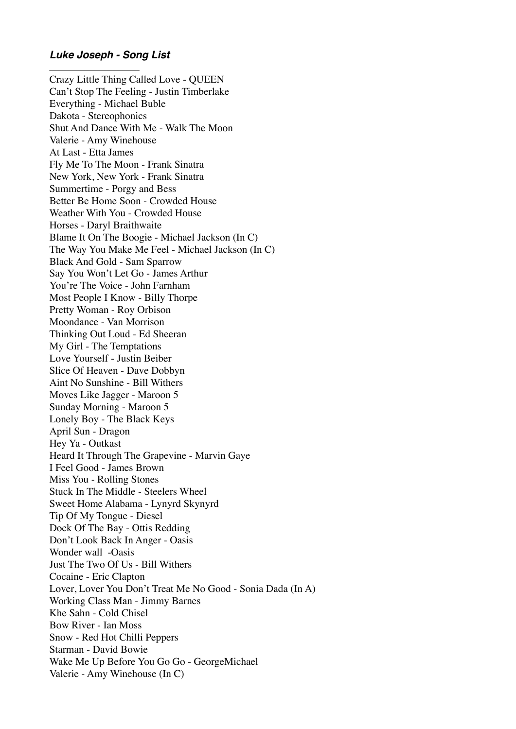***Luke Joseph - Song List***

---

Crazy Little Thing Called Love - QUEEN
Can't Stop The Feeling - Justin Timberlake
Everything - Michael Buble
Dakota - Stereophonics
Shut And Dance With Me - Walk The Moon
Valerie - Amy Winehouse
At Last - Etta James
Fly Me To The Moon - Frank Sinatra
New York, New York - Frank Sinatra
Summertime - Porgy and Bess
Better Be Home Soon - Crowded House
Weather With You - Crowded House
Horses - Daryl Braithwaite
Blame It On The Boogie - Michael Jackson (In C)
The Way You Make Me Feel - Michael Jackson (In C)
Black And Gold - Sam Sparrow
Say You Won't Let Go - James Arthur
You're The Voice - John Farnham
Most People I Know - Billy Thorpe
Pretty Woman - Roy Orbison
Moondance - Van Morrison
Thinking Out Loud - Ed Sheeran
My Girl - The Temptations
Love Yourself - Justin Beiber
Slice Of Heaven - Dave Dobbyn
Aint No Sunshine - Bill Withers
Moves Like Jagger - Maroon 5
Sunday Morning - Maroon 5
Lonely Boy - The Black Keys
April Sun - Dragon
Hey Ya - Outkast
Heard It Through The Grapevine - Marvin Gaye
I Feel Good - James Brown
Miss You - Rolling Stones
Stuck In The Middle - Steelers Wheel
Sweet Home Alabama - Lynyrd Skynyrd
Tip Of My Tongue - Diesel
Dock Of The Bay - Ottis Redding
Don't Look Back In Anger - Oasis
Wonder wall -Oasis
Just The Two Of Us - Bill Withers
Cocaine - Eric Clapton
Lover, Lover You Don't Treat Me No Good - Sonia Dada (In A)
Working Class Man - Jimmy Barnes
Khe Sahn - Cold Chisel
Bow River - Ian Moss
Snow - Red Hot Chilli Peppers
Starman - David Bowie
Wake Me Up Before You Go Go - GeorgeMichael
Valerie - Amy Winehouse (In C)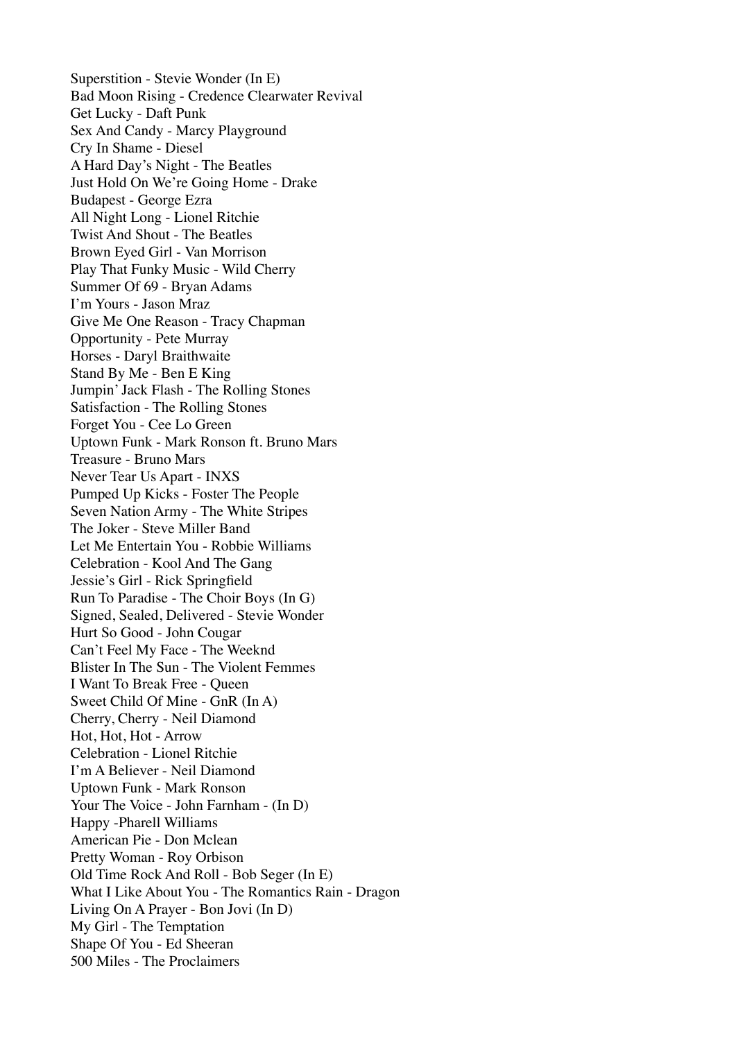Superstition - Stevie Wonder (In E)
Bad Moon Rising - Credence Clearwater Revival
Get Lucky - Daft Punk
Sex And Candy - Marcy Playground
Cry In Shame - Diesel
A Hard Day's Night - The Beatles
Just Hold On We're Going Home - Drake
Budapest - George Ezra
All Night Long - Lionel Ritchie
Twist And Shout - The Beatles
Brown Eyed Girl - Van Morrison
Play That Funky Music - Wild Cherry
Summer Of 69 - Bryan Adams
I'm Yours - Jason Mraz
Give Me One Reason - Tracy Chapman
Opportunity - Pete Murray
Horses - Daryl Braithwaite
Stand By Me - Ben E King
Jumpin' Jack Flash - The Rolling Stones
Satisfaction - The Rolling Stones
Forget You - Cee Lo Green
Uptown Funk - Mark Ronson ft. Bruno Mars
Treasure - Bruno Mars
Never Tear Us Apart - INXS
Pumped Up Kicks - Foster The People
Seven Nation Army - The White Stripes
The Joker - Steve Miller Band
Let Me Entertain You - Robbie Williams
Celebration - Kool And The Gang
Jessie's Girl - Rick Springfield
Run To Paradise - The Choir Boys (In G)
Signed, Sealed, Delivered - Stevie Wonder
Hurt So Good - John Cougar
Can't Feel My Face - The Weeknd
Blister In The Sun - The Violent Femmes
I Want To Break Free - Queen
Sweet Child Of Mine - GnR (In A)
Cherry, Cherry - Neil Diamond
Hot, Hot, Hot - Arrow
Celebration - Lionel Ritchie
I'm A Believer - Neil Diamond
Uptown Funk - Mark Ronson
Your The Voice - John Farnham - (In D)
Happy -Pharell Williams
American Pie - Don Mclean
Pretty Woman - Roy Orbison
Old Time Rock And Roll - Bob Seger (In E)
What I Like About You - The Romantics Rain - Dragon
Living On A Prayer - Bon Jovi (In D)
My Girl - The Temptation
Shape Of You - Ed Sheeran
500 Miles - The Proclaimers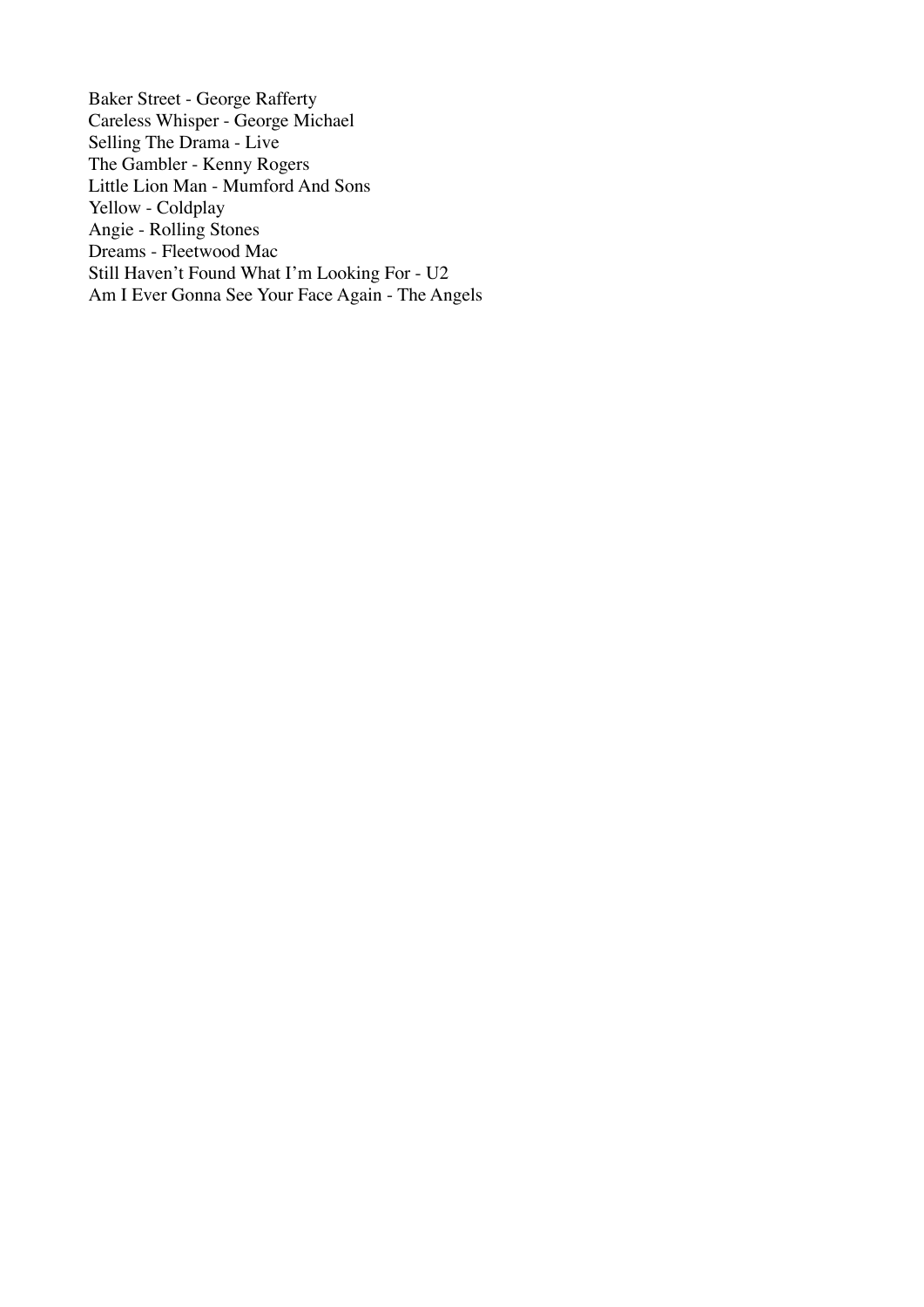Baker Street - George Rafferty
Careless Whisper - George Michael
Selling The Drama - Live
The Gambler - Kenny Rogers
Little Lion Man - Mumford And Sons
Yellow - Coldplay
Angie - Rolling Stones
Dreams - Fleetwood Mac
Still Haven't Found What I'm Looking For - U2
Am I Ever Gonna See Your Face Again - The Angels